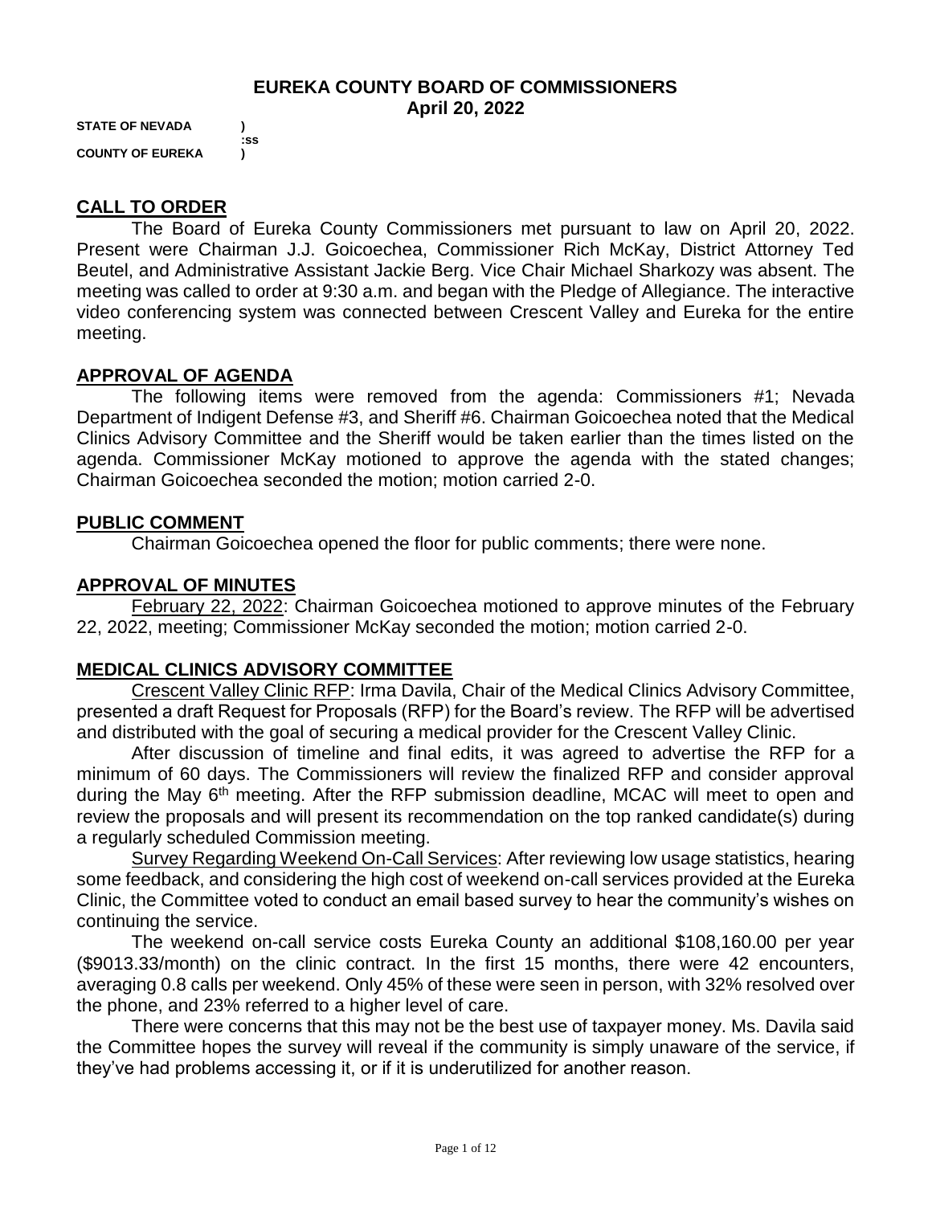# EUREKA COUNTY BOARD OF COMMISSIONERS
## April 20, 2022

**STATE OF NEVADA )**
**:ss**
**COUNTY OF EUREKA )**

## CALL TO ORDER

The Board of Eureka County Commissioners met pursuant to law on April 20, 2022. Present were Chairman J.J. Goicoechea, Commissioner Rich McKay, District Attorney Ted Beutel, and Administrative Assistant Jackie Berg. Vice Chair Michael Sharkozy was absent. The meeting was called to order at 9:30 a.m. and began with the Pledge of Allegiance. The interactive video conferencing system was connected between Crescent Valley and Eureka for the entire meeting.

## APPROVAL OF AGENDA

The following items were removed from the agenda: Commissioners #1; Nevada Department of Indigent Defense #3, and Sheriff #6. Chairman Goicoechea noted that the Medical Clinics Advisory Committee and the Sheriff would be taken earlier than the times listed on the agenda. Commissioner McKay motioned to approve the agenda with the stated changes; Chairman Goicoechea seconded the motion; motion carried 2-0.

## PUBLIC COMMENT

Chairman Goicoechea opened the floor for public comments; there were none.

## APPROVAL OF MINUTES

February 22, 2022: Chairman Goicoechea motioned to approve minutes of the February 22, 2022, meeting; Commissioner McKay seconded the motion; motion carried 2-0.

## MEDICAL CLINICS ADVISORY COMMITTEE

Crescent Valley Clinic RFP: Irma Davila, Chair of the Medical Clinics Advisory Committee, presented a draft Request for Proposals (RFP) for the Board's review. The RFP will be advertised and distributed with the goal of securing a medical provider for the Crescent Valley Clinic.

After discussion of timeline and final edits, it was agreed to advertise the RFP for a minimum of 60 days. The Commissioners will review the finalized RFP and consider approval during the May 6th meeting. After the RFP submission deadline, MCAC will meet to open and review the proposals and will present its recommendation on the top ranked candidate(s) during a regularly scheduled Commission meeting.

Survey Regarding Weekend On-Call Services: After reviewing low usage statistics, hearing some feedback, and considering the high cost of weekend on-call services provided at the Eureka Clinic, the Committee voted to conduct an email based survey to hear the community's wishes on continuing the service.

The weekend on-call service costs Eureka County an additional $108,160.00 per year ($9013.33/month) on the clinic contract. In the first 15 months, there were 42 encounters, averaging 0.8 calls per weekend. Only 45% of these were seen in person, with 32% resolved over the phone, and 23% referred to a higher level of care.

There were concerns that this may not be the best use of taxpayer money. Ms. Davila said the Committee hopes the survey will reveal if the community is simply unaware of the service, if they've had problems accessing it, or if it is underutilized for another reason.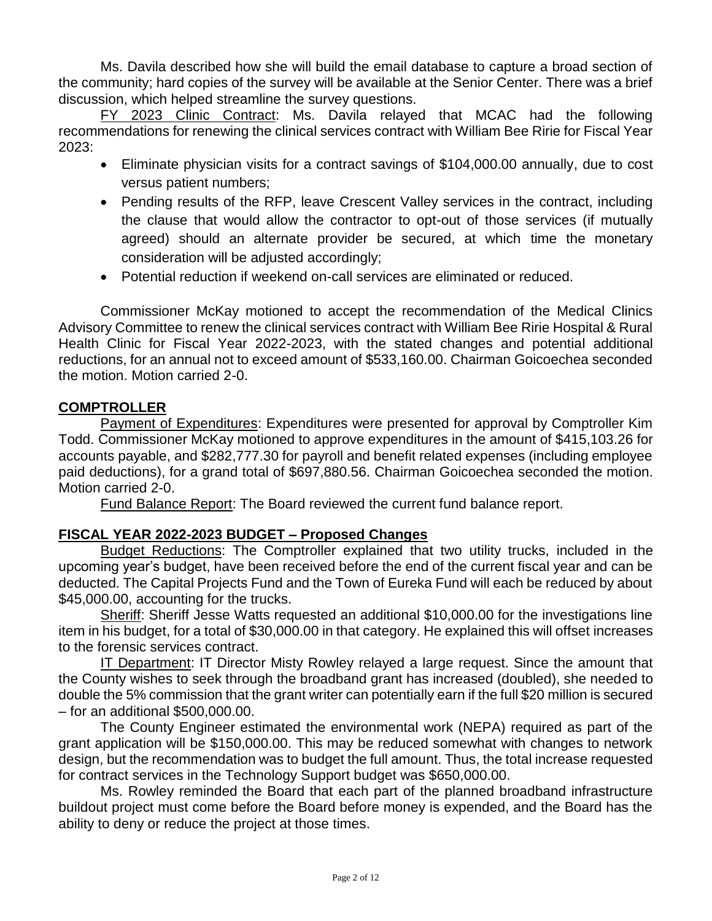Ms. Davila described how she will build the email database to capture a broad section of the community; hard copies of the survey will be available at the Senior Center. There was a brief discussion, which helped streamline the survey questions.

FY 2023 Clinic Contract: Ms. Davila relayed that MCAC had the following recommendations for renewing the clinical services contract with William Bee Ririe for Fiscal Year 2023:

- Eliminate physician visits for a contract savings of $104,000.00 annually, due to cost versus patient numbers;
- Pending results of the RFP, leave Crescent Valley services in the contract, including the clause that would allow the contractor to opt-out of those services (if mutually agreed) should an alternate provider be secured, at which time the monetary consideration will be adjusted accordingly;
- Potential reduction if weekend on-call services are eliminated or reduced.

Commissioner McKay motioned to accept the recommendation of the Medical Clinics Advisory Committee to renew the clinical services contract with William Bee Ririe Hospital & Rural Health Clinic for Fiscal Year 2022-2023, with the stated changes and potential additional reductions, for an annual not to exceed amount of $533,160.00. Chairman Goicoechea seconded the motion. Motion carried 2-0.

## COMPTROLLER

Payment of Expenditures: Expenditures were presented for approval by Comptroller Kim Todd. Commissioner McKay motioned to approve expenditures in the amount of $415,103.26 for accounts payable, and $282,777.30 for payroll and benefit related expenses (including employee paid deductions), for a grand total of $697,880.56. Chairman Goicoechea seconded the motion. Motion carried 2-0.

Fund Balance Report: The Board reviewed the current fund balance report.

## FISCAL YEAR 2022-2023 BUDGET – Proposed Changes

Budget Reductions: The Comptroller explained that two utility trucks, included in the upcoming year's budget, have been received before the end of the current fiscal year and can be deducted. The Capital Projects Fund and the Town of Eureka Fund will each be reduced by about $45,000.00, accounting for the trucks.

Sheriff: Sheriff Jesse Watts requested an additional $10,000.00 for the investigations line item in his budget, for a total of $30,000.00 in that category. He explained this will offset increases to the forensic services contract.

IT Department: IT Director Misty Rowley relayed a large request. Since the amount that the County wishes to seek through the broadband grant has increased (doubled), she needed to double the 5% commission that the grant writer can potentially earn if the full $20 million is secured – for an additional $500,000.00.

The County Engineer estimated the environmental work (NEPA) required as part of the grant application will be $150,000.00. This may be reduced somewhat with changes to network design, but the recommendation was to budget the full amount. Thus, the total increase requested for contract services in the Technology Support budget was $650,000.00.

Ms. Rowley reminded the Board that each part of the planned broadband infrastructure buildout project must come before the Board before money is expended, and the Board has the ability to deny or reduce the project at those times.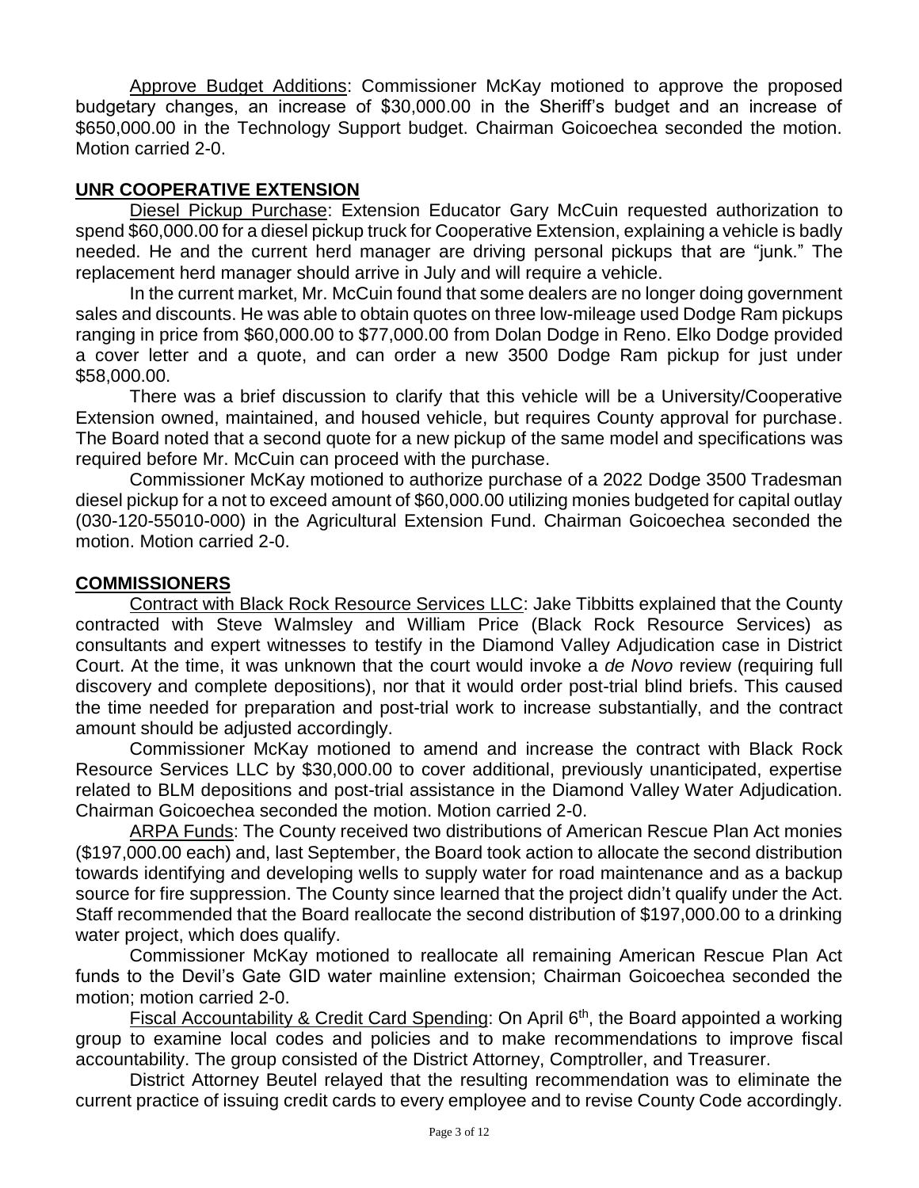Approve Budget Additions: Commissioner McKay motioned to approve the proposed budgetary changes, an increase of $30,000.00 in the Sheriff's budget and an increase of $650,000.00 in the Technology Support budget. Chairman Goicoechea seconded the motion. Motion carried 2-0.

## UNR COOPERATIVE EXTENSION

Diesel Pickup Purchase: Extension Educator Gary McCuin requested authorization to spend $60,000.00 for a diesel pickup truck for Cooperative Extension, explaining a vehicle is badly needed. He and the current herd manager are driving personal pickups that are "junk." The replacement herd manager should arrive in July and will require a vehicle.

In the current market, Mr. McCuin found that some dealers are no longer doing government sales and discounts. He was able to obtain quotes on three low-mileage used Dodge Ram pickups ranging in price from $60,000.00 to $77,000.00 from Dolan Dodge in Reno. Elko Dodge provided a cover letter and a quote, and can order a new 3500 Dodge Ram pickup for just under $58,000.00.

There was a brief discussion to clarify that this vehicle will be a University/Cooperative Extension owned, maintained, and housed vehicle, but requires County approval for purchase. The Board noted that a second quote for a new pickup of the same model and specifications was required before Mr. McCuin can proceed with the purchase.

Commissioner McKay motioned to authorize purchase of a 2022 Dodge 3500 Tradesman diesel pickup for a not to exceed amount of $60,000.00 utilizing monies budgeted for capital outlay (030-120-55010-000) in the Agricultural Extension Fund. Chairman Goicoechea seconded the motion. Motion carried 2-0.

## COMMISSIONERS

Contract with Black Rock Resource Services LLC: Jake Tibbitts explained that the County contracted with Steve Walmsley and William Price (Black Rock Resource Services) as consultants and expert witnesses to testify in the Diamond Valley Adjudication case in District Court. At the time, it was unknown that the court would invoke a *de Novo* review (requiring full discovery and complete depositions), nor that it would order post-trial blind briefs. This caused the time needed for preparation and post-trial work to increase substantially, and the contract amount should be adjusted accordingly.

Commissioner McKay motioned to amend and increase the contract with Black Rock Resource Services LLC by $30,000.00 to cover additional, previously unanticipated, expertise related to BLM depositions and post-trial assistance in the Diamond Valley Water Adjudication. Chairman Goicoechea seconded the motion. Motion carried 2-0.

ARPA Funds: The County received two distributions of American Rescue Plan Act monies ($197,000.00 each) and, last September, the Board took action to allocate the second distribution towards identifying and developing wells to supply water for road maintenance and as a backup source for fire suppression. The County since learned that the project didn't qualify under the Act. Staff recommended that the Board reallocate the second distribution of $197,000.00 to a drinking water project, which does qualify.

Commissioner McKay motioned to reallocate all remaining American Rescue Plan Act funds to the Devil's Gate GID water mainline extension; Chairman Goicoechea seconded the motion; motion carried 2-0.

Fiscal Accountability & Credit Card Spending: On April 6th, the Board appointed a working group to examine local codes and policies and to make recommendations to improve fiscal accountability. The group consisted of the District Attorney, Comptroller, and Treasurer.

District Attorney Beutel relayed that the resulting recommendation was to eliminate the current practice of issuing credit cards to every employee and to revise County Code accordingly.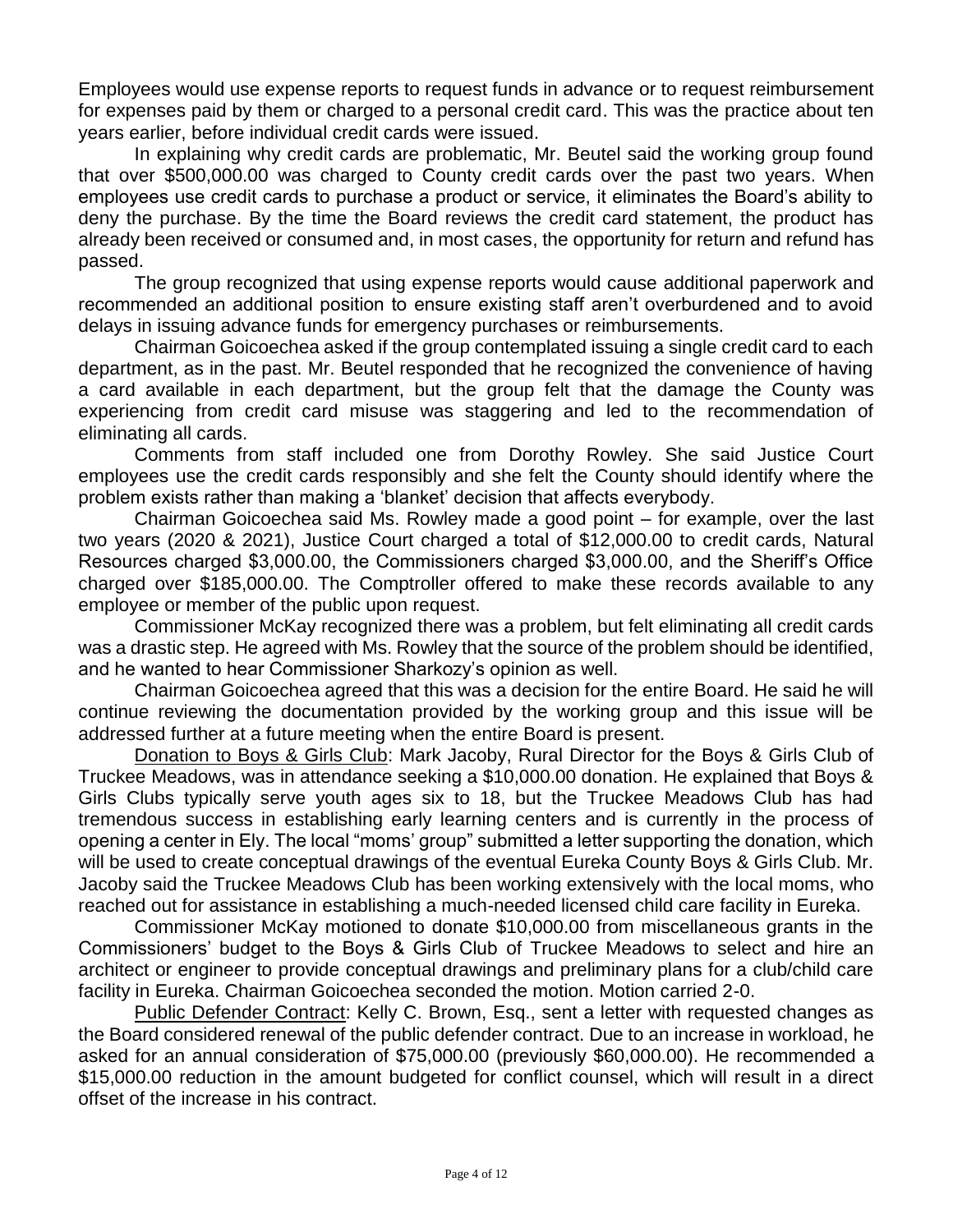Employees would use expense reports to request funds in advance or to request reimbursement for expenses paid by them or charged to a personal credit card. This was the practice about ten years earlier, before individual credit cards were issued.

In explaining why credit cards are problematic, Mr. Beutel said the working group found that over $500,000.00 was charged to County credit cards over the past two years. When employees use credit cards to purchase a product or service, it eliminates the Board's ability to deny the purchase. By the time the Board reviews the credit card statement, the product has already been received or consumed and, in most cases, the opportunity for return and refund has passed.

The group recognized that using expense reports would cause additional paperwork and recommended an additional position to ensure existing staff aren't overburdened and to avoid delays in issuing advance funds for emergency purchases or reimbursements.

Chairman Goicoechea asked if the group contemplated issuing a single credit card to each department, as in the past. Mr. Beutel responded that he recognized the convenience of having a card available in each department, but the group felt that the damage the County was experiencing from credit card misuse was staggering and led to the recommendation of eliminating all cards.

Comments from staff included one from Dorothy Rowley. She said Justice Court employees use the credit cards responsibly and she felt the County should identify where the problem exists rather than making a 'blanket' decision that affects everybody.

Chairman Goicoechea said Ms. Rowley made a good point – for example, over the last two years (2020 & 2021), Justice Court charged a total of $12,000.00 to credit cards, Natural Resources charged $3,000.00, the Commissioners charged $3,000.00, and the Sheriff's Office charged over $185,000.00. The Comptroller offered to make these records available to any employee or member of the public upon request.

Commissioner McKay recognized there was a problem, but felt eliminating all credit cards was a drastic step. He agreed with Ms. Rowley that the source of the problem should be identified, and he wanted to hear Commissioner Sharkozy's opinion as well.

Chairman Goicoechea agreed that this was a decision for the entire Board. He said he will continue reviewing the documentation provided by the working group and this issue will be addressed further at a future meeting when the entire Board is present.

<u>Donation to Boys & Girls Club</u>: Mark Jacoby, Rural Director for the Boys & Girls Club of Truckee Meadows, was in attendance seeking a $10,000.00 donation. He explained that Boys & Girls Clubs typically serve youth ages six to 18, but the Truckee Meadows Club has had tremendous success in establishing early learning centers and is currently in the process of opening a center in Ely. The local "moms' group" submitted a letter supporting the donation, which will be used to create conceptual drawings of the eventual Eureka County Boys & Girls Club. Mr. Jacoby said the Truckee Meadows Club has been working extensively with the local moms, who reached out for assistance in establishing a much-needed licensed child care facility in Eureka.

Commissioner McKay motioned to donate $10,000.00 from miscellaneous grants in the Commissioners' budget to the Boys & Girls Club of Truckee Meadows to select and hire an architect or engineer to provide conceptual drawings and preliminary plans for a club/child care facility in Eureka. Chairman Goicoechea seconded the motion. Motion carried 2-0.

<u>Public Defender Contract</u>: Kelly C. Brown, Esq., sent a letter with requested changes as the Board considered renewal of the public defender contract. Due to an increase in workload, he asked for an annual consideration of $75,000.00 (previously $60,000.00). He recommended a $15,000.00 reduction in the amount budgeted for conflict counsel, which will result in a direct offset of the increase in his contract.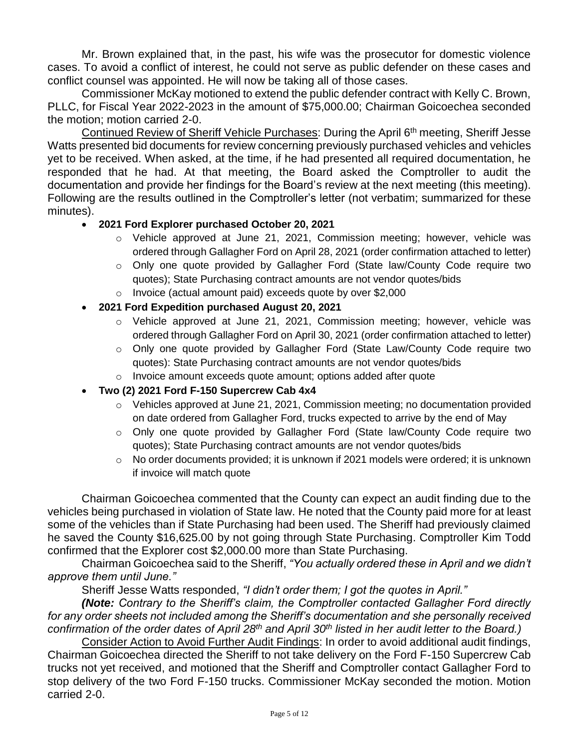Mr. Brown explained that, in the past, his wife was the prosecutor for domestic violence cases. To avoid a conflict of interest, he could not serve as public defender on these cases and conflict counsel was appointed. He will now be taking all of those cases.

Commissioner McKay motioned to extend the public defender contract with Kelly C. Brown, PLLC, for Fiscal Year 2022-2023 in the amount of $75,000.00; Chairman Goicoechea seconded the motion; motion carried 2-0.

<u>Continued Review of Sheriff Vehicle Purchases</u>: During the April 6th meeting, Sheriff Jesse Watts presented bid documents for review concerning previously purchased vehicles and vehicles yet to be received. When asked, at the time, if he had presented all required documentation, he responded that he had. At that meeting, the Board asked the Comptroller to audit the documentation and provide her findings for the Board's review at the next meeting (this meeting). Following are the results outlined in the Comptroller's letter (not verbatim; summarized for these minutes).

- **2021 Ford Explorer purchased October 20, 2021**
  - Vehicle approved at June 21, 2021, Commission meeting; however, vehicle was ordered through Gallagher Ford on April 28, 2021 (order confirmation attached to letter)
  - Only one quote provided by Gallagher Ford (State law/County Code require two quotes); State Purchasing contract amounts are not vendor quotes/bids
  - Invoice (actual amount paid) exceeds quote by over $2,000
- **2021 Ford Expedition purchased August 20, 2021**
  - Vehicle approved at June 21, 2021, Commission meeting; however, vehicle was ordered through Gallagher Ford on April 30, 2021 (order confirmation attached to letter)
  - Only one quote provided by Gallagher Ford (State Law/County Code require two quotes): State Purchasing contract amounts are not vendor quotes/bids
  - Invoice amount exceeds quote amount; options added after quote
- **Two (2) 2021 Ford F-150 Supercrew Cab 4x4**
  - Vehicles approved at June 21, 2021, Commission meeting; no documentation provided on date ordered from Gallagher Ford, trucks expected to arrive by the end of May
  - Only one quote provided by Gallagher Ford (State law/County Code require two quotes); State Purchasing contract amounts are not vendor quotes/bids
  - No order documents provided; it is unknown if 2021 models were ordered; it is unknown if invoice will match quote

Chairman Goicoechea commented that the County can expect an audit finding due to the vehicles being purchased in violation of State law. He noted that the County paid more for at least some of the vehicles than if State Purchasing had been used. The Sheriff had previously claimed he saved the County $16,625.00 by not going through State Purchasing. Comptroller Kim Todd confirmed that the Explorer cost $2,000.00 more than State Purchasing.

Chairman Goicoechea said to the Sheriff, *"You actually ordered these in April and we didn't approve them until June."*

Sheriff Jesse Watts responded, *"I didn't order them; I got the quotes in April."*

***(Note:** Contrary to the Sheriff's claim, the Comptroller contacted Gallagher Ford directly for any order sheets not included among the Sheriff's documentation and she personally received confirmation of the order dates of April 28th and April 30th listed in her audit letter to the Board.)*

<u>Consider Action to Avoid Further Audit Findings</u>: In order to avoid additional audit findings, Chairman Goicoechea directed the Sheriff to not take delivery on the Ford F-150 Supercrew Cab trucks not yet received, and motioned that the Sheriff and Comptroller contact Gallagher Ford to stop delivery of the two Ford F-150 trucks. Commissioner McKay seconded the motion. Motion carried 2-0.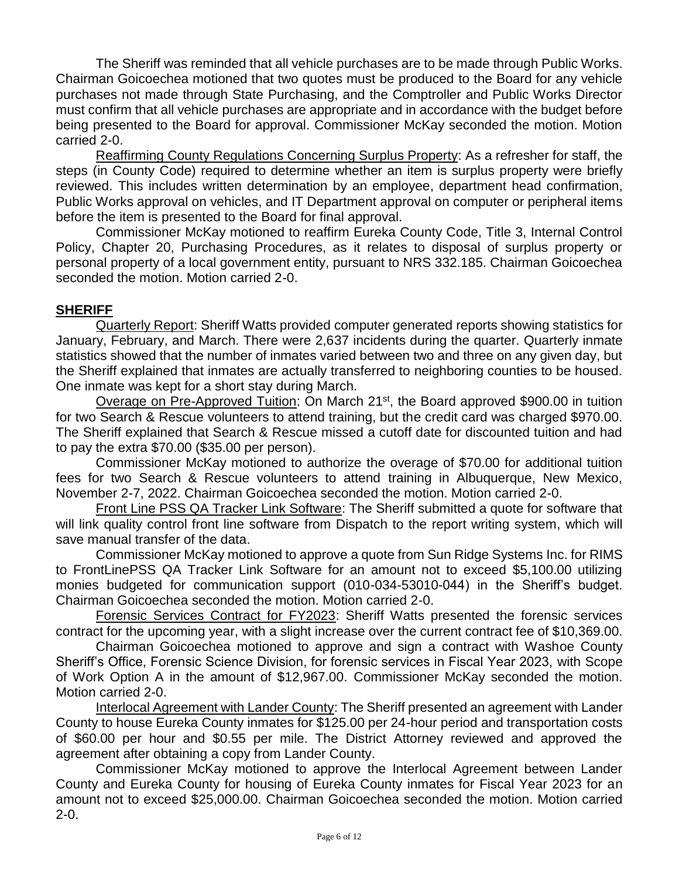The Sheriff was reminded that all vehicle purchases are to be made through Public Works. Chairman Goicoechea motioned that two quotes must be produced to the Board for any vehicle purchases not made through State Purchasing, and the Comptroller and Public Works Director must confirm that all vehicle purchases are appropriate and in accordance with the budget before being presented to the Board for approval. Commissioner McKay seconded the motion. Motion carried 2-0.

Reaffirming County Regulations Concerning Surplus Property: As a refresher for staff, the steps (in County Code) required to determine whether an item is surplus property were briefly reviewed. This includes written determination by an employee, department head confirmation, Public Works approval on vehicles, and IT Department approval on computer or peripheral items before the item is presented to the Board for final approval.

Commissioner McKay motioned to reaffirm Eureka County Code, Title 3, Internal Control Policy, Chapter 20, Purchasing Procedures, as it relates to disposal of surplus property or personal property of a local government entity, pursuant to NRS 332.185. Chairman Goicoechea seconded the motion. Motion carried 2-0.

## SHERIFF

Quarterly Report: Sheriff Watts provided computer generated reports showing statistics for January, February, and March. There were 2,637 incidents during the quarter. Quarterly inmate statistics showed that the number of inmates varied between two and three on any given day, but the Sheriff explained that inmates are actually transferred to neighboring counties to be housed. One inmate was kept for a short stay during March.

Overage on Pre-Approved Tuition: On March 21st, the Board approved $900.00 in tuition for two Search & Rescue volunteers to attend training, but the credit card was charged $970.00. The Sheriff explained that Search & Rescue missed a cutoff date for discounted tuition and had to pay the extra $70.00 ($35.00 per person).

Commissioner McKay motioned to authorize the overage of $70.00 for additional tuition fees for two Search & Rescue volunteers to attend training in Albuquerque, New Mexico, November 2-7, 2022. Chairman Goicoechea seconded the motion. Motion carried 2-0.

Front Line PSS QA Tracker Link Software: The Sheriff submitted a quote for software that will link quality control front line software from Dispatch to the report writing system, which will save manual transfer of the data.

Commissioner McKay motioned to approve a quote from Sun Ridge Systems Inc. for RIMS to FrontLinePSS QA Tracker Link Software for an amount not to exceed $5,100.00 utilizing monies budgeted for communication support (010-034-53010-044) in the Sheriff's budget. Chairman Goicoechea seconded the motion. Motion carried 2-0.

Forensic Services Contract for FY2023: Sheriff Watts presented the forensic services contract for the upcoming year, with a slight increase over the current contract fee of $10,369.00.

Chairman Goicoechea motioned to approve and sign a contract with Washoe County Sheriff's Office, Forensic Science Division, for forensic services in Fiscal Year 2023, with Scope of Work Option A in the amount of $12,967.00. Commissioner McKay seconded the motion. Motion carried 2-0.

Interlocal Agreement with Lander County: The Sheriff presented an agreement with Lander County to house Eureka County inmates for $125.00 per 24-hour period and transportation costs of $60.00 per hour and $0.55 per mile. The District Attorney reviewed and approved the agreement after obtaining a copy from Lander County.

Commissioner McKay motioned to approve the Interlocal Agreement between Lander County and Eureka County for housing of Eureka County inmates for Fiscal Year 2023 for an amount not to exceed $25,000.00. Chairman Goicoechea seconded the motion. Motion carried 2-0.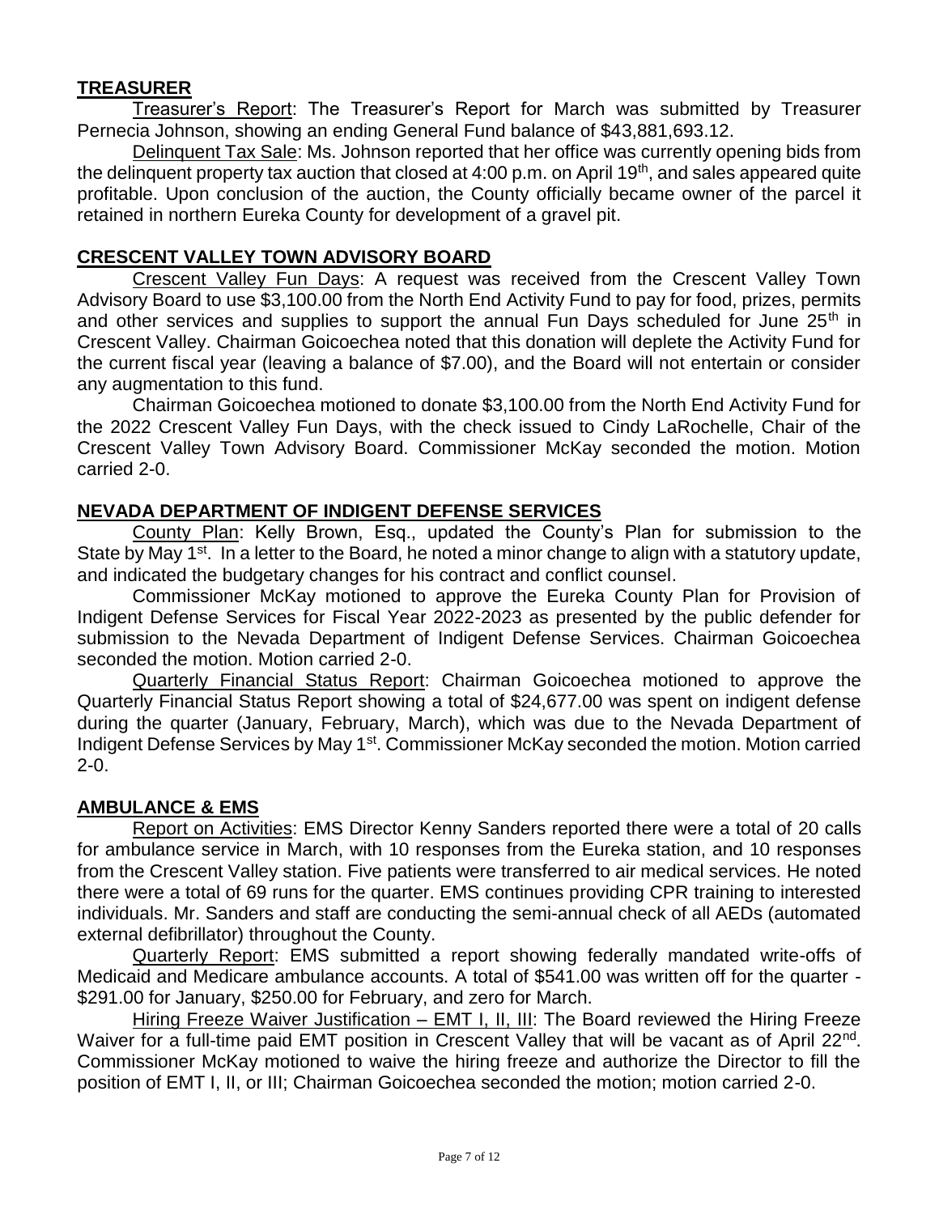## TREASURER

Treasurer's Report: The Treasurer's Report for March was submitted by Treasurer Pernecia Johnson, showing an ending General Fund balance of $43,881,693.12.

Delinquent Tax Sale: Ms. Johnson reported that her office was currently opening bids from the delinquent property tax auction that closed at 4:00 p.m. on April 19th, and sales appeared quite profitable. Upon conclusion of the auction, the County officially became owner of the parcel it retained in northern Eureka County for development of a gravel pit.

## CRESCENT VALLEY TOWN ADVISORY BOARD

Crescent Valley Fun Days: A request was received from the Crescent Valley Town Advisory Board to use $3,100.00 from the North End Activity Fund to pay for food, prizes, permits and other services and supplies to support the annual Fun Days scheduled for June 25th in Crescent Valley. Chairman Goicoechea noted that this donation will deplete the Activity Fund for the current fiscal year (leaving a balance of $7.00), and the Board will not entertain or consider any augmentation to this fund.

Chairman Goicoechea motioned to donate $3,100.00 from the North End Activity Fund for the 2022 Crescent Valley Fun Days, with the check issued to Cindy LaRochelle, Chair of the Crescent Valley Town Advisory Board. Commissioner McKay seconded the motion. Motion carried 2-0.

## NEVADA DEPARTMENT OF INDIGENT DEFENSE SERVICES

County Plan: Kelly Brown, Esq., updated the County's Plan for submission to the State by May 1st. In a letter to the Board, he noted a minor change to align with a statutory update, and indicated the budgetary changes for his contract and conflict counsel.

Commissioner McKay motioned to approve the Eureka County Plan for Provision of Indigent Defense Services for Fiscal Year 2022-2023 as presented by the public defender for submission to the Nevada Department of Indigent Defense Services. Chairman Goicoechea seconded the motion. Motion carried 2-0.

Quarterly Financial Status Report: Chairman Goicoechea motioned to approve the Quarterly Financial Status Report showing a total of $24,677.00 was spent on indigent defense during the quarter (January, February, March), which was due to the Nevada Department of Indigent Defense Services by May 1st. Commissioner McKay seconded the motion. Motion carried 2-0.

## AMBULANCE & EMS

Report on Activities: EMS Director Kenny Sanders reported there were a total of 20 calls for ambulance service in March, with 10 responses from the Eureka station, and 10 responses from the Crescent Valley station. Five patients were transferred to air medical services. He noted there were a total of 69 runs for the quarter. EMS continues providing CPR training to interested individuals. Mr. Sanders and staff are conducting the semi-annual check of all AEDs (automated external defibrillator) throughout the County.

Quarterly Report: EMS submitted a report showing federally mandated write-offs of Medicaid and Medicare ambulance accounts. A total of $541.00 was written off for the quarter - $291.00 for January, $250.00 for February, and zero for March.

Hiring Freeze Waiver Justification – EMT I, II, III: The Board reviewed the Hiring Freeze Waiver for a full-time paid EMT position in Crescent Valley that will be vacant as of April 22nd. Commissioner McKay motioned to waive the hiring freeze and authorize the Director to fill the position of EMT I, II, or III; Chairman Goicoechea seconded the motion; motion carried 2-0.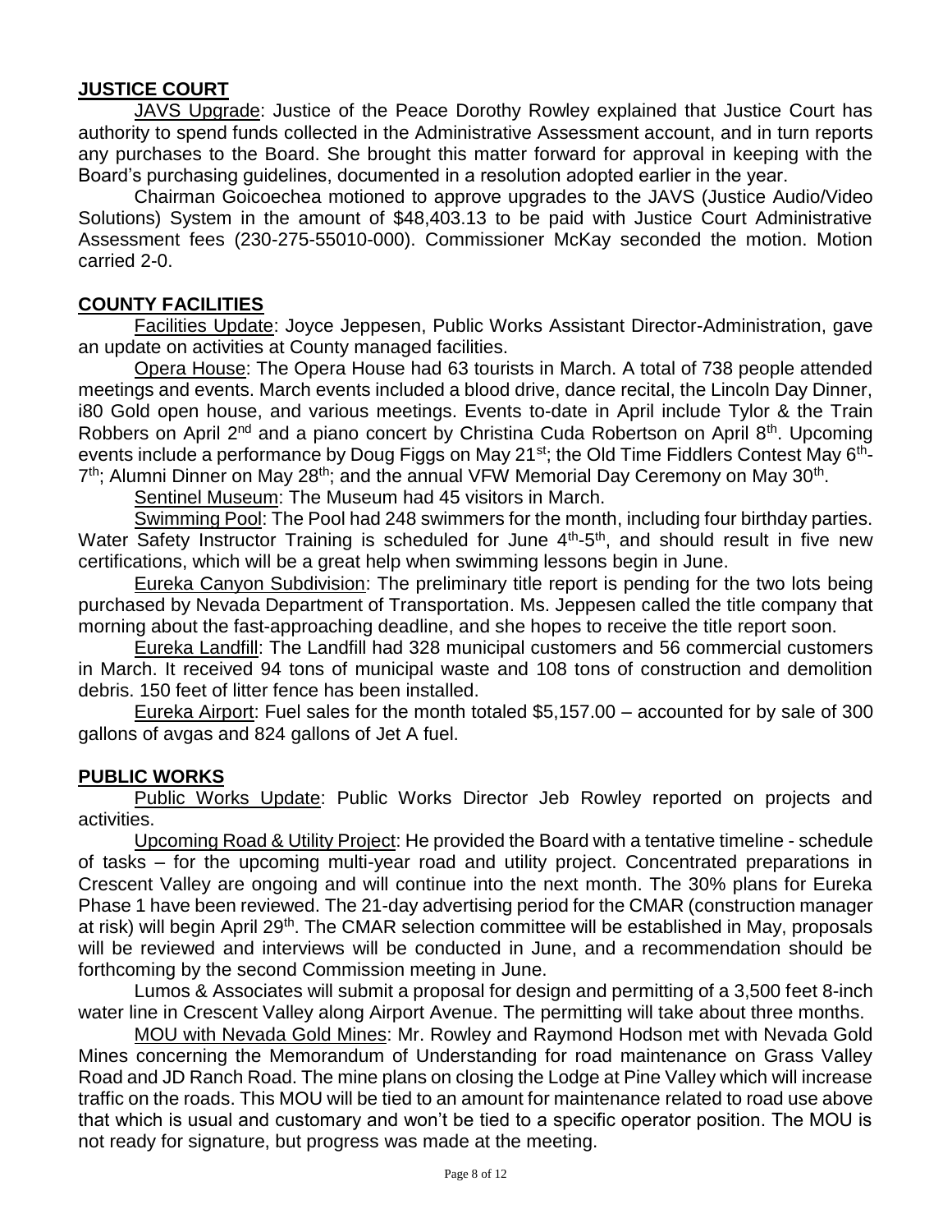## JUSTICE COURT

JAVS Upgrade: Justice of the Peace Dorothy Rowley explained that Justice Court has authority to spend funds collected in the Administrative Assessment account, and in turn reports any purchases to the Board. She brought this matter forward for approval in keeping with the Board's purchasing guidelines, documented in a resolution adopted earlier in the year.

Chairman Goicoechea motioned to approve upgrades to the JAVS (Justice Audio/Video Solutions) System in the amount of $48,403.13 to be paid with Justice Court Administrative Assessment fees (230-275-55010-000). Commissioner McKay seconded the motion. Motion carried 2-0.

## COUNTY FACILITIES

Facilities Update: Joyce Jeppesen, Public Works Assistant Director-Administration, gave an update on activities at County managed facilities.

Opera House: The Opera House had 63 tourists in March. A total of 738 people attended meetings and events. March events included a blood drive, dance recital, the Lincoln Day Dinner, i80 Gold open house, and various meetings. Events to-date in April include Tylor & the Train Robbers on April 2nd and a piano concert by Christina Cuda Robertson on April 8th. Upcoming events include a performance by Doug Figgs on May 21st; the Old Time Fiddlers Contest May 6th-7th; Alumni Dinner on May 28th; and the annual VFW Memorial Day Ceremony on May 30th.

Sentinel Museum: The Museum had 45 visitors in March.

Swimming Pool: The Pool had 248 swimmers for the month, including four birthday parties. Water Safety Instructor Training is scheduled for June 4th-5th, and should result in five new certifications, which will be a great help when swimming lessons begin in June.

Eureka Canyon Subdivision: The preliminary title report is pending for the two lots being purchased by Nevada Department of Transportation. Ms. Jeppesen called the title company that morning about the fast-approaching deadline, and she hopes to receive the title report soon.

Eureka Landfill: The Landfill had 328 municipal customers and 56 commercial customers in March. It received 94 tons of municipal waste and 108 tons of construction and demolition debris. 150 feet of litter fence has been installed.

Eureka Airport: Fuel sales for the month totaled $5,157.00 – accounted for by sale of 300 gallons of avgas and 824 gallons of Jet A fuel.

## PUBLIC WORKS

Public Works Update: Public Works Director Jeb Rowley reported on projects and activities.

Upcoming Road & Utility Project: He provided the Board with a tentative timeline - schedule of tasks – for the upcoming multi-year road and utility project. Concentrated preparations in Crescent Valley are ongoing and will continue into the next month. The 30% plans for Eureka Phase 1 have been reviewed. The 21-day advertising period for the CMAR (construction manager at risk) will begin April 29th. The CMAR selection committee will be established in May, proposals will be reviewed and interviews will be conducted in June, and a recommendation should be forthcoming by the second Commission meeting in June.

Lumos & Associates will submit a proposal for design and permitting of a 3,500 feet 8-inch water line in Crescent Valley along Airport Avenue. The permitting will take about three months.

MOU with Nevada Gold Mines: Mr. Rowley and Raymond Hodson met with Nevada Gold Mines concerning the Memorandum of Understanding for road maintenance on Grass Valley Road and JD Ranch Road. The mine plans on closing the Lodge at Pine Valley which will increase traffic on the roads. This MOU will be tied to an amount for maintenance related to road use above that which is usual and customary and won't be tied to a specific operator position. The MOU is not ready for signature, but progress was made at the meeting.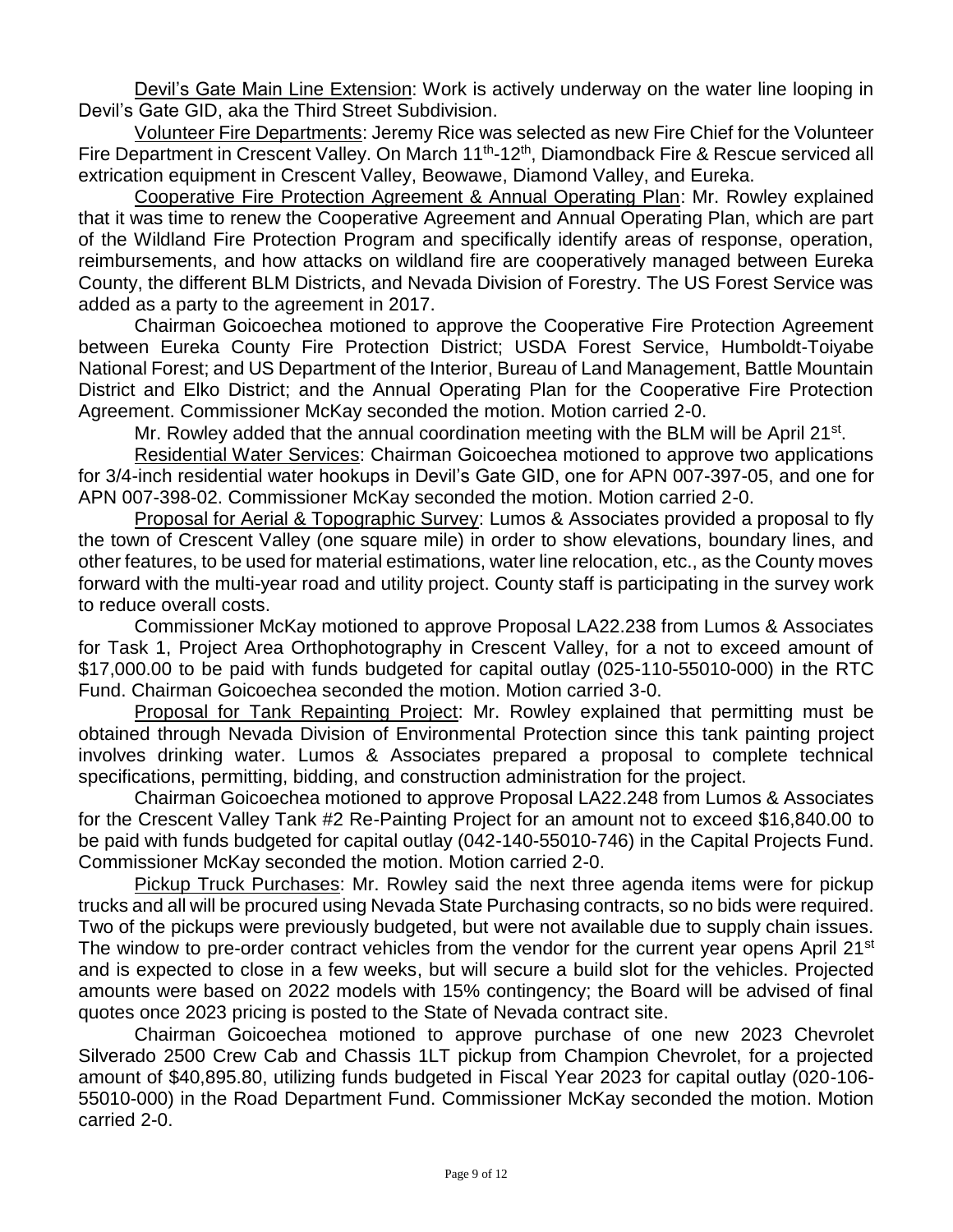Devil's Gate Main Line Extension: Work is actively underway on the water line looping in Devil's Gate GID, aka the Third Street Subdivision.

Volunteer Fire Departments: Jeremy Rice was selected as new Fire Chief for the Volunteer Fire Department in Crescent Valley. On March 11th-12th, Diamondback Fire & Rescue serviced all extrication equipment in Crescent Valley, Beowawe, Diamond Valley, and Eureka.

Cooperative Fire Protection Agreement & Annual Operating Plan: Mr. Rowley explained that it was time to renew the Cooperative Agreement and Annual Operating Plan, which are part of the Wildland Fire Protection Program and specifically identify areas of response, operation, reimbursements, and how attacks on wildland fire are cooperatively managed between Eureka County, the different BLM Districts, and Nevada Division of Forestry. The US Forest Service was added as a party to the agreement in 2017.

Chairman Goicoechea motioned to approve the Cooperative Fire Protection Agreement between Eureka County Fire Protection District; USDA Forest Service, Humboldt-Toiyabe National Forest; and US Department of the Interior, Bureau of Land Management, Battle Mountain District and Elko District; and the Annual Operating Plan for the Cooperative Fire Protection Agreement. Commissioner McKay seconded the motion. Motion carried 2-0.

Mr. Rowley added that the annual coordination meeting with the BLM will be April 21st.

Residential Water Services: Chairman Goicoechea motioned to approve two applications for 3/4-inch residential water hookups in Devil's Gate GID, one for APN 007-397-05, and one for APN 007-398-02. Commissioner McKay seconded the motion. Motion carried 2-0.

Proposal for Aerial & Topographic Survey: Lumos & Associates provided a proposal to fly the town of Crescent Valley (one square mile) in order to show elevations, boundary lines, and other features, to be used for material estimations, water line relocation, etc., as the County moves forward with the multi-year road and utility project. County staff is participating in the survey work to reduce overall costs.

Commissioner McKay motioned to approve Proposal LA22.238 from Lumos & Associates for Task 1, Project Area Orthophotography in Crescent Valley, for a not to exceed amount of $17,000.00 to be paid with funds budgeted for capital outlay (025-110-55010-000) in the RTC Fund. Chairman Goicoechea seconded the motion. Motion carried 3-0.

Proposal for Tank Repainting Project: Mr. Rowley explained that permitting must be obtained through Nevada Division of Environmental Protection since this tank painting project involves drinking water. Lumos & Associates prepared a proposal to complete technical specifications, permitting, bidding, and construction administration for the project.

Chairman Goicoechea motioned to approve Proposal LA22.248 from Lumos & Associates for the Crescent Valley Tank #2 Re-Painting Project for an amount not to exceed $16,840.00 to be paid with funds budgeted for capital outlay (042-140-55010-746) in the Capital Projects Fund. Commissioner McKay seconded the motion. Motion carried 2-0.

Pickup Truck Purchases: Mr. Rowley said the next three agenda items were for pickup trucks and all will be procured using Nevada State Purchasing contracts, so no bids were required. Two of the pickups were previously budgeted, but were not available due to supply chain issues. The window to pre-order contract vehicles from the vendor for the current year opens April 21st and is expected to close in a few weeks, but will secure a build slot for the vehicles. Projected amounts were based on 2022 models with 15% contingency; the Board will be advised of final quotes once 2023 pricing is posted to the State of Nevada contract site.

Chairman Goicoechea motioned to approve purchase of one new 2023 Chevrolet Silverado 2500 Crew Cab and Chassis 1LT pickup from Champion Chevrolet, for a projected amount of $40,895.80, utilizing funds budgeted in Fiscal Year 2023 for capital outlay (020-106-55010-000) in the Road Department Fund. Commissioner McKay seconded the motion. Motion carried 2-0.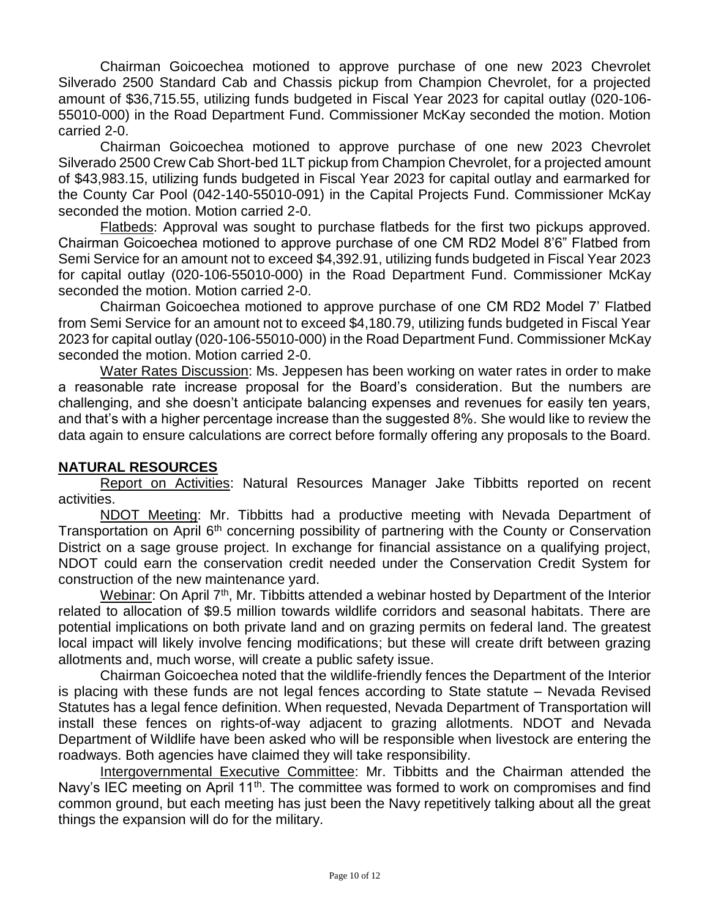Chairman Goicoechea motioned to approve purchase of one new 2023 Chevrolet Silverado 2500 Standard Cab and Chassis pickup from Champion Chevrolet, for a projected amount of $36,715.55, utilizing funds budgeted in Fiscal Year 2023 for capital outlay (020-106-55010-000) in the Road Department Fund. Commissioner McKay seconded the motion. Motion carried 2-0.

Chairman Goicoechea motioned to approve purchase of one new 2023 Chevrolet Silverado 2500 Crew Cab Short-bed 1LT pickup from Champion Chevrolet, for a projected amount of $43,983.15, utilizing funds budgeted in Fiscal Year 2023 for capital outlay and earmarked for the County Car Pool (042-140-55010-091) in the Capital Projects Fund. Commissioner McKay seconded the motion. Motion carried 2-0.

Flatbeds: Approval was sought to purchase flatbeds for the first two pickups approved. Chairman Goicoechea motioned to approve purchase of one CM RD2 Model 8'6" Flatbed from Semi Service for an amount not to exceed $4,392.91, utilizing funds budgeted in Fiscal Year 2023 for capital outlay (020-106-55010-000) in the Road Department Fund. Commissioner McKay seconded the motion. Motion carried 2-0.

Chairman Goicoechea motioned to approve purchase of one CM RD2 Model 7' Flatbed from Semi Service for an amount not to exceed $4,180.79, utilizing funds budgeted in Fiscal Year 2023 for capital outlay (020-106-55010-000) in the Road Department Fund. Commissioner McKay seconded the motion. Motion carried 2-0.

Water Rates Discussion: Ms. Jeppesen has been working on water rates in order to make a reasonable rate increase proposal for the Board's consideration. But the numbers are challenging, and she doesn't anticipate balancing expenses and revenues for easily ten years, and that's with a higher percentage increase than the suggested 8%. She would like to review the data again to ensure calculations are correct before formally offering any proposals to the Board.

## NATURAL RESOURCES

Report on Activities: Natural Resources Manager Jake Tibbitts reported on recent activities.

NDOT Meeting: Mr. Tibbitts had a productive meeting with Nevada Department of Transportation on April 6th concerning possibility of partnering with the County or Conservation District on a sage grouse project. In exchange for financial assistance on a qualifying project, NDOT could earn the conservation credit needed under the Conservation Credit System for construction of the new maintenance yard.

Webinar: On April 7th, Mr. Tibbitts attended a webinar hosted by Department of the Interior related to allocation of $9.5 million towards wildlife corridors and seasonal habitats. There are potential implications on both private land and on grazing permits on federal land. The greatest local impact will likely involve fencing modifications; but these will create drift between grazing allotments and, much worse, will create a public safety issue.

Chairman Goicoechea noted that the wildlife-friendly fences the Department of the Interior is placing with these funds are not legal fences according to State statute – Nevada Revised Statutes has a legal fence definition. When requested, Nevada Department of Transportation will install these fences on rights-of-way adjacent to grazing allotments. NDOT and Nevada Department of Wildlife have been asked who will be responsible when livestock are entering the roadways. Both agencies have claimed they will take responsibility.

Intergovernmental Executive Committee: Mr. Tibbitts and the Chairman attended the Navy's IEC meeting on April 11th. The committee was formed to work on compromises and find common ground, but each meeting has just been the Navy repetitively talking about all the great things the expansion will do for the military.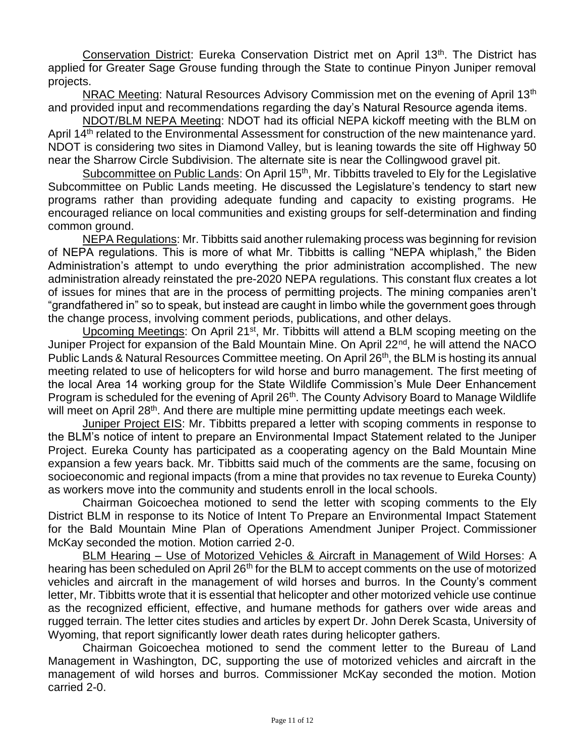Conservation District: Eureka Conservation District met on April 13th. The District has applied for Greater Sage Grouse funding through the State to continue Pinyon Juniper removal projects.

NRAC Meeting: Natural Resources Advisory Commission met on the evening of April 13th and provided input and recommendations regarding the day's Natural Resource agenda items.

NDOT/BLM NEPA Meeting: NDOT had its official NEPA kickoff meeting with the BLM on April 14th related to the Environmental Assessment for construction of the new maintenance yard. NDOT is considering two sites in Diamond Valley, but is leaning towards the site off Highway 50 near the Sharrow Circle Subdivision. The alternate site is near the Collingwood gravel pit.

Subcommittee on Public Lands: On April 15th, Mr. Tibbitts traveled to Ely for the Legislative Subcommittee on Public Lands meeting. He discussed the Legislature's tendency to start new programs rather than providing adequate funding and capacity to existing programs. He encouraged reliance on local communities and existing groups for self-determination and finding common ground.

NEPA Regulations: Mr. Tibbitts said another rulemaking process was beginning for revision of NEPA regulations. This is more of what Mr. Tibbitts is calling "NEPA whiplash," the Biden Administration's attempt to undo everything the prior administration accomplished. The new administration already reinstated the pre-2020 NEPA regulations. This constant flux creates a lot of issues for mines that are in the process of permitting projects. The mining companies aren't "grandfathered in" so to speak, but instead are caught in limbo while the government goes through the change process, involving comment periods, publications, and other delays.

Upcoming Meetings: On April 21st, Mr. Tibbitts will attend a BLM scoping meeting on the Juniper Project for expansion of the Bald Mountain Mine. On April 22nd, he will attend the NACO Public Lands & Natural Resources Committee meeting. On April 26th, the BLM is hosting its annual meeting related to use of helicopters for wild horse and burro management. The first meeting of the local Area 14 working group for the State Wildlife Commission's Mule Deer Enhancement Program is scheduled for the evening of April 26th. The County Advisory Board to Manage Wildlife will meet on April 28th. And there are multiple mine permitting update meetings each week.

Juniper Project EIS: Mr. Tibbitts prepared a letter with scoping comments in response to the BLM's notice of intent to prepare an Environmental Impact Statement related to the Juniper Project. Eureka County has participated as a cooperating agency on the Bald Mountain Mine expansion a few years back. Mr. Tibbitts said much of the comments are the same, focusing on socioeconomic and regional impacts (from a mine that provides no tax revenue to Eureka County) as workers move into the community and students enroll in the local schools.

Chairman Goicoechea motioned to send the letter with scoping comments to the Ely District BLM in response to its Notice of Intent To Prepare an Environmental Impact Statement for the Bald Mountain Mine Plan of Operations Amendment Juniper Project. Commissioner McKay seconded the motion. Motion carried 2-0.

BLM Hearing – Use of Motorized Vehicles & Aircraft in Management of Wild Horses: A hearing has been scheduled on April 26th for the BLM to accept comments on the use of motorized vehicles and aircraft in the management of wild horses and burros. In the County's comment letter, Mr. Tibbitts wrote that it is essential that helicopter and other motorized vehicle use continue as the recognized efficient, effective, and humane methods for gathers over wide areas and rugged terrain. The letter cites studies and articles by expert Dr. John Derek Scasta, University of Wyoming, that report significantly lower death rates during helicopter gathers.

Chairman Goicoechea motioned to send the comment letter to the Bureau of Land Management in Washington, DC, supporting the use of motorized vehicles and aircraft in the management of wild horses and burros. Commissioner McKay seconded the motion. Motion carried 2-0.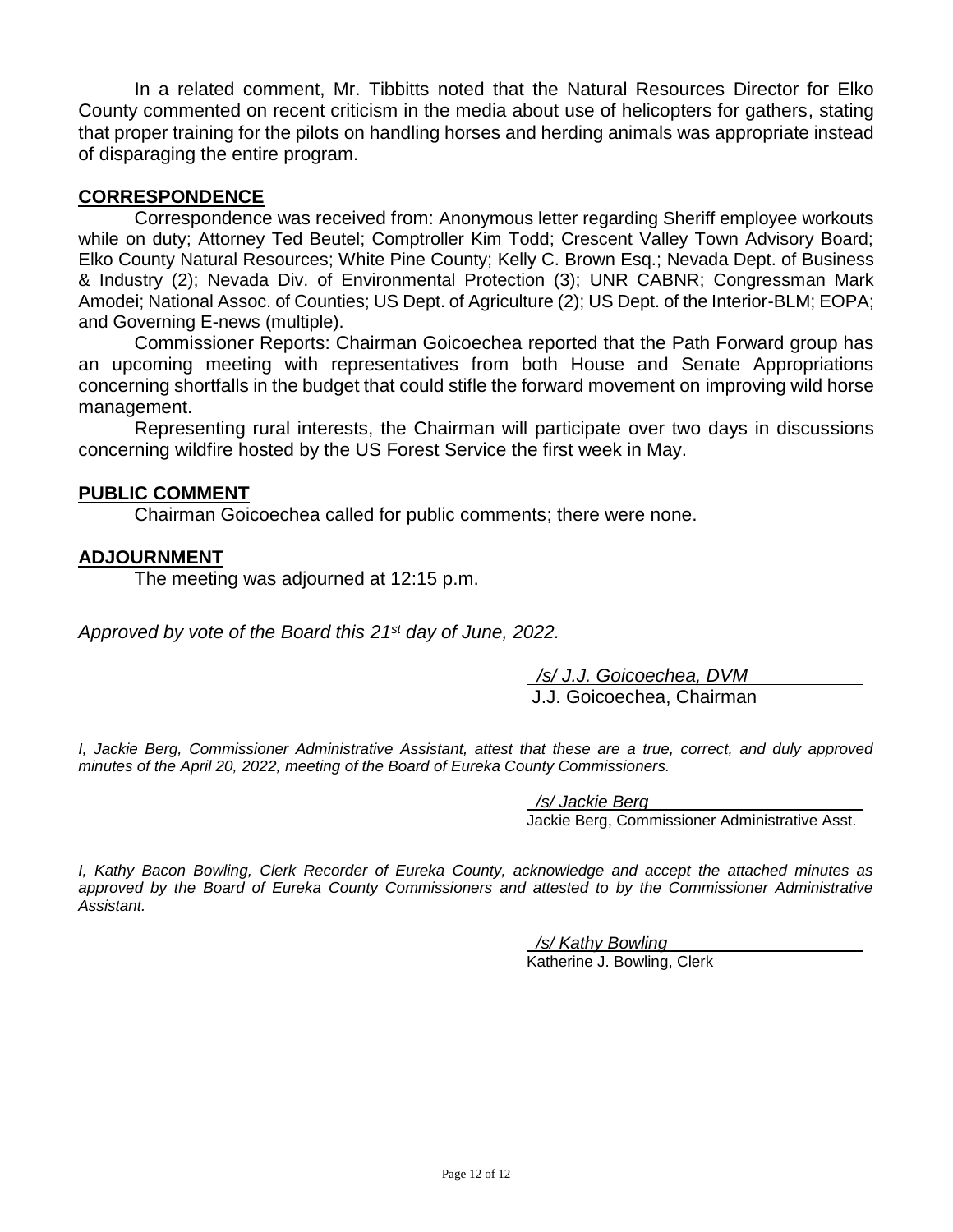In a related comment, Mr. Tibbitts noted that the Natural Resources Director for Elko County commented on recent criticism in the media about use of helicopters for gathers, stating that proper training for the pilots on handling horses and herding animals was appropriate instead of disparaging the entire program.

## CORRESPONDENCE

Correspondence was received from: Anonymous letter regarding Sheriff employee workouts while on duty; Attorney Ted Beutel; Comptroller Kim Todd; Crescent Valley Town Advisory Board; Elko County Natural Resources; White Pine County; Kelly C. Brown Esq.; Nevada Dept. of Business & Industry (2); Nevada Div. of Environmental Protection (3); UNR CABNR; Congressman Mark Amodei; National Assoc. of Counties; US Dept. of Agriculture (2); US Dept. of the Interior-BLM; EOPA; and Governing E-news (multiple).

Commissioner Reports: Chairman Goicoechea reported that the Path Forward group has an upcoming meeting with representatives from both House and Senate Appropriations concerning shortfalls in the budget that could stifle the forward movement on improving wild horse management.

Representing rural interests, the Chairman will participate over two days in discussions concerning wildfire hosted by the US Forest Service the first week in May.

## PUBLIC COMMENT

Chairman Goicoechea called for public comments; there were none.

## ADJOURNMENT

The meeting was adjourned at 12:15 p.m.

*Approved by vote of the Board this 21st day of June, 2022.*

*/s/ J.J. Goicoechea, DVM*
J.J. Goicoechea, Chairman

*I, Jackie Berg, Commissioner Administrative Assistant, attest that these are a true, correct, and duly approved minutes of the April 20, 2022, meeting of the Board of Eureka County Commissioners.*

*/s/ Jackie Berg*
Jackie Berg, Commissioner Administrative Asst.

*I, Kathy Bacon Bowling, Clerk Recorder of Eureka County, acknowledge and accept the attached minutes as approved by the Board of Eureka County Commissioners and attested to by the Commissioner Administrative Assistant.*

*/s/ Kathy Bowling*
Katherine J. Bowling, Clerk